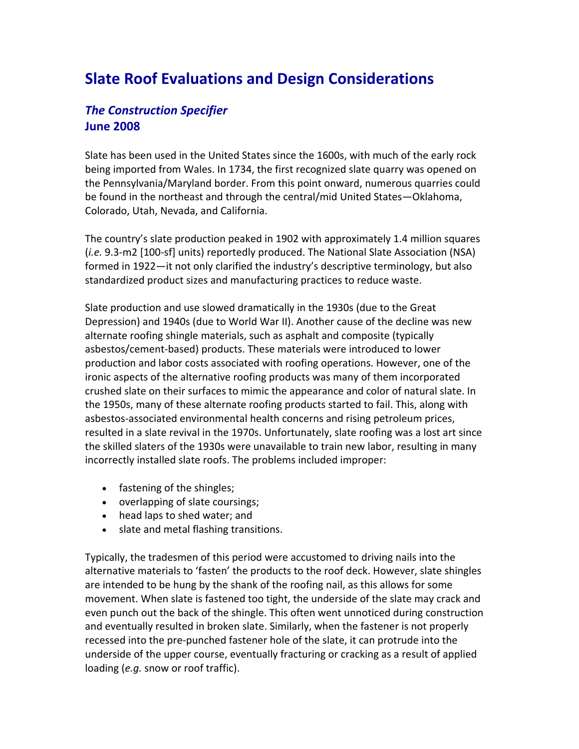# Slate Roof Evaluations and Design Considerations

### *The Construction Specifier*
**June 2008**

Slate has been used in the United States since the 1600s, with much of the early rock being imported from Wales. In 1734, the first recognized slate quarry was opened on the Pennsylvania/Maryland border. From this point onward, numerous quarries could be found in the northeast and through the central/mid United States—Oklahoma, Colorado, Utah, Nevada, and California.

The country's slate production peaked in 1902 with approximately 1.4 million squares (*i.e.* 9.3-m2 [100-sf] units) reportedly produced. The National Slate Association (NSA) formed in 1922—it not only clarified the industry's descriptive terminology, but also standardized product sizes and manufacturing practices to reduce waste.

Slate production and use slowed dramatically in the 1930s (due to the Great Depression) and 1940s (due to World War II). Another cause of the decline was new alternate roofing shingle materials, such as asphalt and composite (typically asbestos/cement-based) products. These materials were introduced to lower production and labor costs associated with roofing operations. However, one of the ironic aspects of the alternative roofing products was many of them incorporated crushed slate on their surfaces to mimic the appearance and color of natural slate. In the 1950s, many of these alternate roofing products started to fail. This, along with asbestos-associated environmental health concerns and rising petroleum prices, resulted in a slate revival in the 1970s. Unfortunately, slate roofing was a lost art since the skilled slaters of the 1930s were unavailable to train new labor, resulting in many incorrectly installed slate roofs. The problems included improper:

- fastening of the shingles;
- overlapping of slate coursings;
- head laps to shed water; and
- slate and metal flashing transitions.

Typically, the tradesmen of this period were accustomed to driving nails into the alternative materials to 'fasten' the products to the roof deck. However, slate shingles are intended to be hung by the shank of the roofing nail, as this allows for some movement. When slate is fastened too tight, the underside of the slate may crack and even punch out the back of the shingle. This often went unnoticed during construction and eventually resulted in broken slate. Similarly, when the fastener is not properly recessed into the pre-punched fastener hole of the slate, it can protrude into the underside of the upper course, eventually fracturing or cracking as a result of applied loading (*e.g.* snow or roof traffic).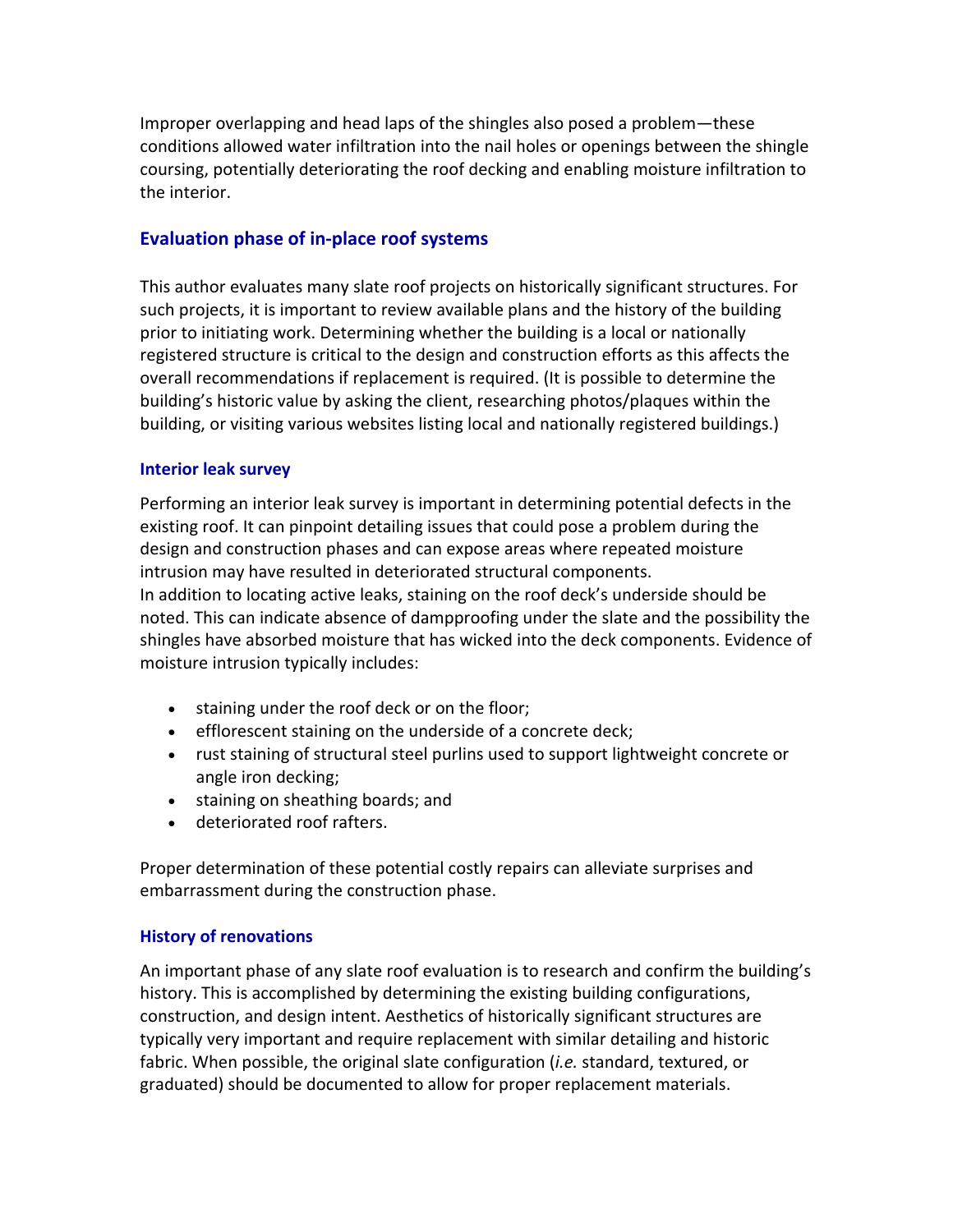Improper overlapping and head laps of the shingles also posed a problem—these conditions allowed water infiltration into the nail holes or openings between the shingle coursing, potentially deteriorating the roof decking and enabling moisture infiltration to the interior.

## Evaluation phase of in-place roof systems

This author evaluates many slate roof projects on historically significant structures. For such projects, it is important to review available plans and the history of the building prior to initiating work. Determining whether the building is a local or nationally registered structure is critical to the design and construction efforts as this affects the overall recommendations if replacement is required. (It is possible to determine the building's historic value by asking the client, researching photos/plaques within the building, or visiting various websites listing local and nationally registered buildings.)

### Interior leak survey

Performing an interior leak survey is important in determining potential defects in the existing roof. It can pinpoint detailing issues that could pose a problem during the design and construction phases and can expose areas where repeated moisture intrusion may have resulted in deteriorated structural components.

In addition to locating active leaks, staining on the roof deck's underside should be noted. This can indicate absence of dampproofing under the slate and the possibility the shingles have absorbed moisture that has wicked into the deck components. Evidence of moisture intrusion typically includes:

- staining under the roof deck or on the floor;
- efflorescent staining on the underside of a concrete deck;
- rust staining of structural steel purlins used to support lightweight concrete or angle iron decking;
- staining on sheathing boards; and
- deteriorated roof rafters.

Proper determination of these potential costly repairs can alleviate surprises and embarrassment during the construction phase.

### History of renovations

An important phase of any slate roof evaluation is to research and confirm the building's history. This is accomplished by determining the existing building configurations, construction, and design intent. Aesthetics of historically significant structures are typically very important and require replacement with similar detailing and historic fabric. When possible, the original slate configuration (*i.e.* standard, textured, or graduated) should be documented to allow for proper replacement materials.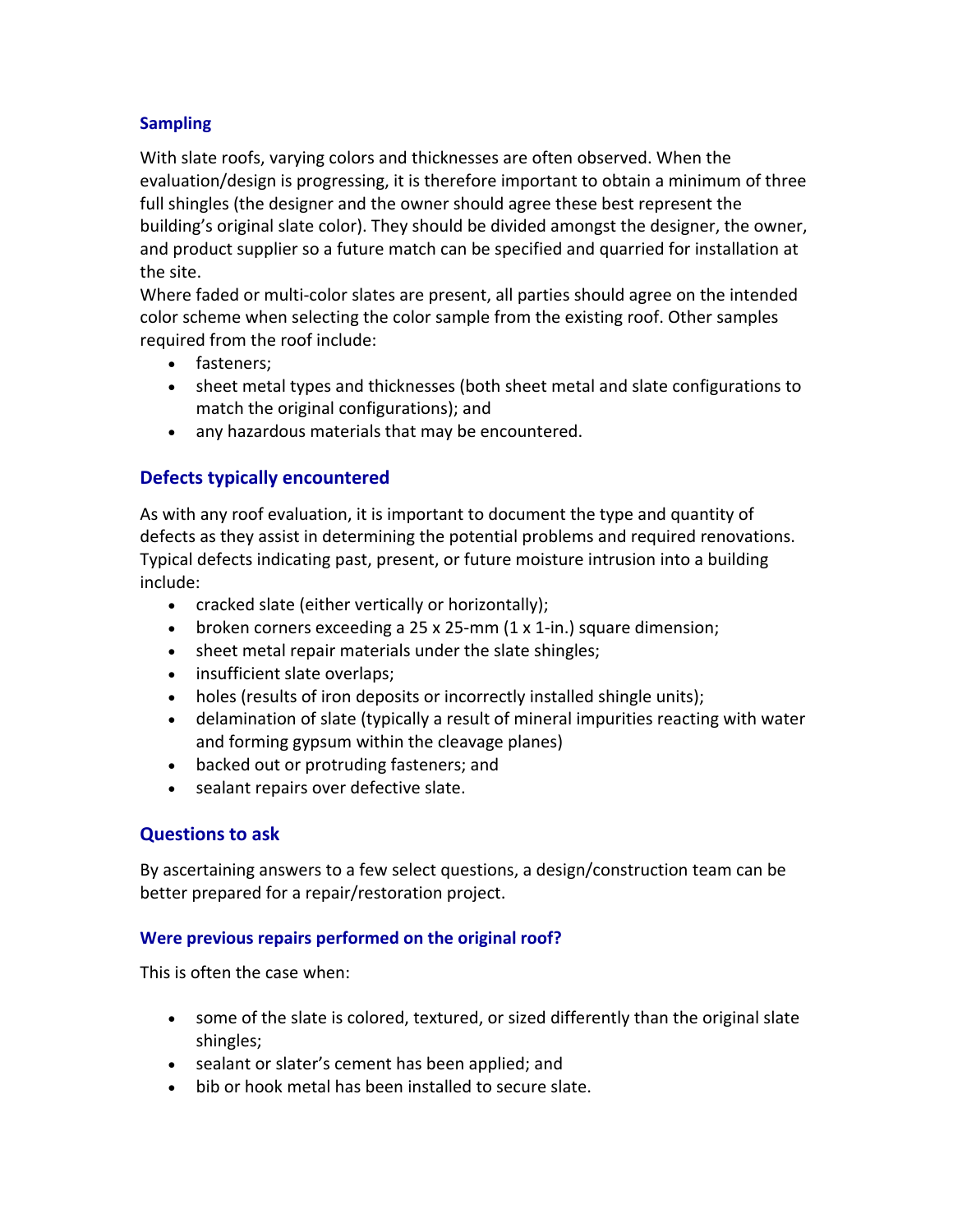### Sampling

With slate roofs, varying colors and thicknesses are often observed. When the evaluation/design is progressing, it is therefore important to obtain a minimum of three full shingles (the designer and the owner should agree these best represent the building's original slate color). They should be divided amongst the designer, the owner, and product supplier so a future match can be specified and quarried for installation at the site.

Where faded or multi-color slates are present, all parties should agree on the intended color scheme when selecting the color sample from the existing roof. Other samples required from the roof include:

- fasteners;
- sheet metal types and thicknesses (both sheet metal and slate configurations to match the original configurations); and
- any hazardous materials that may be encountered.

## Defects typically encountered

As with any roof evaluation, it is important to document the type and quantity of defects as they assist in determining the potential problems and required renovations. Typical defects indicating past, present, or future moisture intrusion into a building include:

- cracked slate (either vertically or horizontally);
- broken corners exceeding a 25 x 25-mm (1 x 1-in.) square dimension;
- sheet metal repair materials under the slate shingles;
- insufficient slate overlaps;
- holes (results of iron deposits or incorrectly installed shingle units);
- delamination of slate (typically a result of mineral impurities reacting with water and forming gypsum within the cleavage planes)
- backed out or protruding fasteners; and
- sealant repairs over defective slate.

## Questions to ask

By ascertaining answers to a few select questions, a design/construction team can be better prepared for a repair/restoration project.

### Were previous repairs performed on the original roof?

This is often the case when:

- some of the slate is colored, textured, or sized differently than the original slate shingles;
- sealant or slater's cement has been applied; and
- bib or hook metal has been installed to secure slate.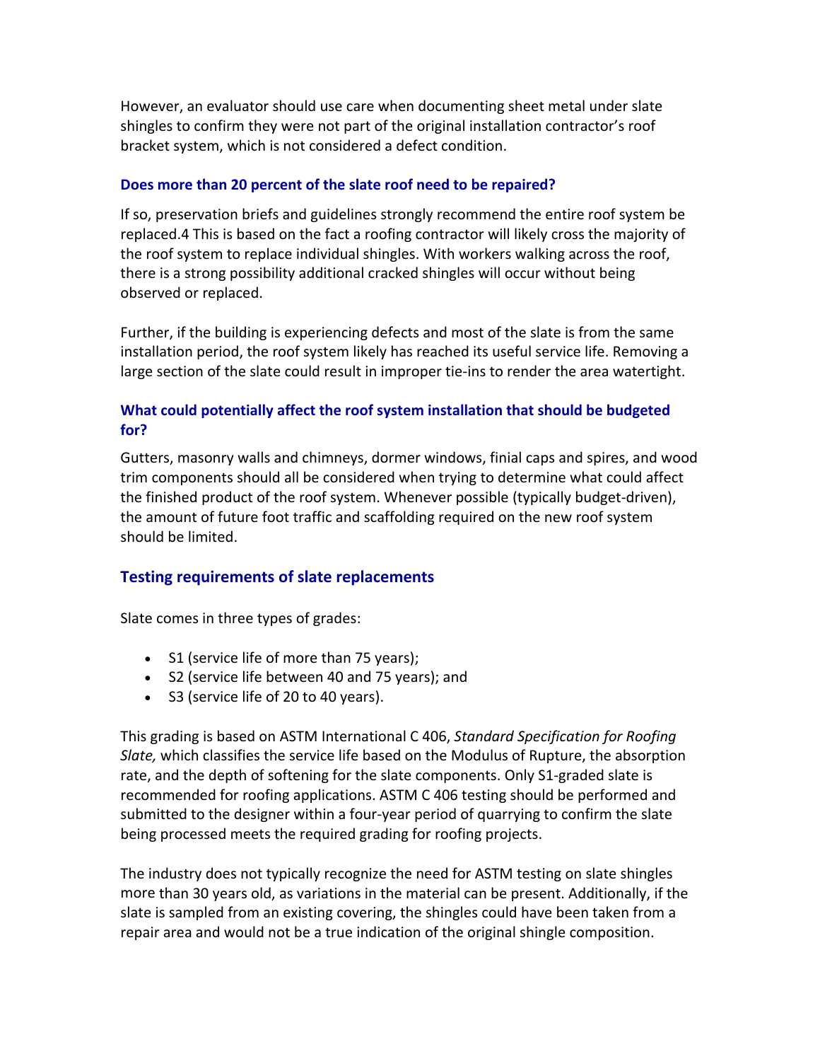However, an evaluator should use care when documenting sheet metal under slate shingles to confirm they were not part of the original installation contractor's roof bracket system, which is not considered a defect condition.

### Does more than 20 percent of the slate roof need to be repaired?

If so, preservation briefs and guidelines strongly recommend the entire roof system be replaced.[4] This is based on the fact a roofing contractor will likely cross the majority of the roof system to replace individual shingles. With workers walking across the roof, there is a strong possibility additional cracked shingles will occur without being observed or replaced.

Further, if the building is experiencing defects and most of the slate is from the same installation period, the roof system likely has reached its useful service life. Removing a large section of the slate could result in improper tie-ins to render the area watertight.

### What could potentially affect the roof system installation that should be budgeted for?

Gutters, masonry walls and chimneys, dormer windows, finial caps and spires, and wood trim components should all be considered when trying to determine what could affect the finished product of the roof system. Whenever possible (typically budget-driven), the amount of future foot traffic and scaffolding required on the new roof system should be limited.

## Testing requirements of slate replacements

Slate comes in three types of grades:

- S1 (service life of more than 75 years);
- S2 (service life between 40 and 75 years); and
- S3 (service life of 20 to 40 years).

This grading is based on ASTM International C 406, *Standard Specification for Roofing Slate,* which classifies the service life based on the Modulus of Rupture, the absorption rate, and the depth of softening for the slate components. Only S1-graded slate is recommended for roofing applications. ASTM C 406 testing should be performed and submitted to the designer within a four-year period of quarrying to confirm the slate being processed meets the required grading for roofing projects.

The industry does not typically recognize the need for ASTM testing on slate shingles more than 30 years old, as variations in the material can be present. Additionally, if the slate is sampled from an existing covering, the shingles could have been taken from a repair area and would not be a true indication of the original shingle composition.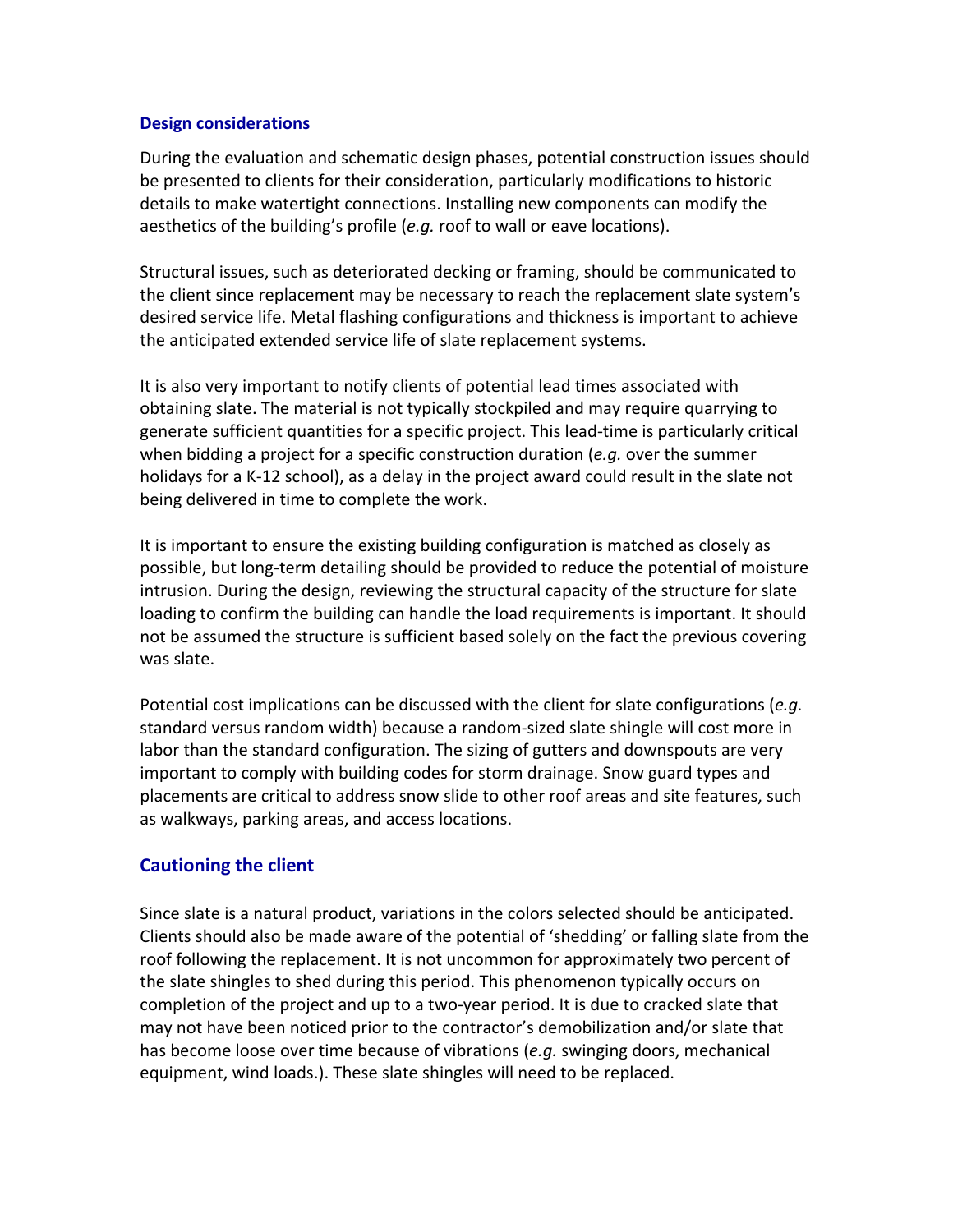### Design considerations

During the evaluation and schematic design phases, potential construction issues should be presented to clients for their consideration, particularly modifications to historic details to make watertight connections. Installing new components can modify the aesthetics of the building's profile (*e.g.* roof to wall or eave locations).

Structural issues, such as deteriorated decking or framing, should be communicated to the client since replacement may be necessary to reach the replacement slate system's desired service life. Metal flashing configurations and thickness is important to achieve the anticipated extended service life of slate replacement systems.

It is also very important to notify clients of potential lead times associated with obtaining slate. The material is not typically stockpiled and may require quarrying to generate sufficient quantities for a specific project. This lead-time is particularly critical when bidding a project for a specific construction duration (*e.g.* over the summer holidays for a K-12 school), as a delay in the project award could result in the slate not being delivered in time to complete the work.

It is important to ensure the existing building configuration is matched as closely as possible, but long-term detailing should be provided to reduce the potential of moisture intrusion. During the design, reviewing the structural capacity of the structure for slate loading to confirm the building can handle the load requirements is important. It should not be assumed the structure is sufficient based solely on the fact the previous covering was slate.

Potential cost implications can be discussed with the client for slate configurations (*e.g.* standard versus random width) because a random-sized slate shingle will cost more in labor than the standard configuration. The sizing of gutters and downspouts are very important to comply with building codes for storm drainage. Snow guard types and placements are critical to address snow slide to other roof areas and site features, such as walkways, parking areas, and access locations.

## Cautioning the client

Since slate is a natural product, variations in the colors selected should be anticipated. Clients should also be made aware of the potential of 'shedding' or falling slate from the roof following the replacement. It is not uncommon for approximately two percent of the slate shingles to shed during this period. This phenomenon typically occurs on completion of the project and up to a two-year period. It is due to cracked slate that may not have been noticed prior to the contractor's demobilization and/or slate that has become loose over time because of vibrations (*e.g.* swinging doors, mechanical equipment, wind loads.). These slate shingles will need to be replaced.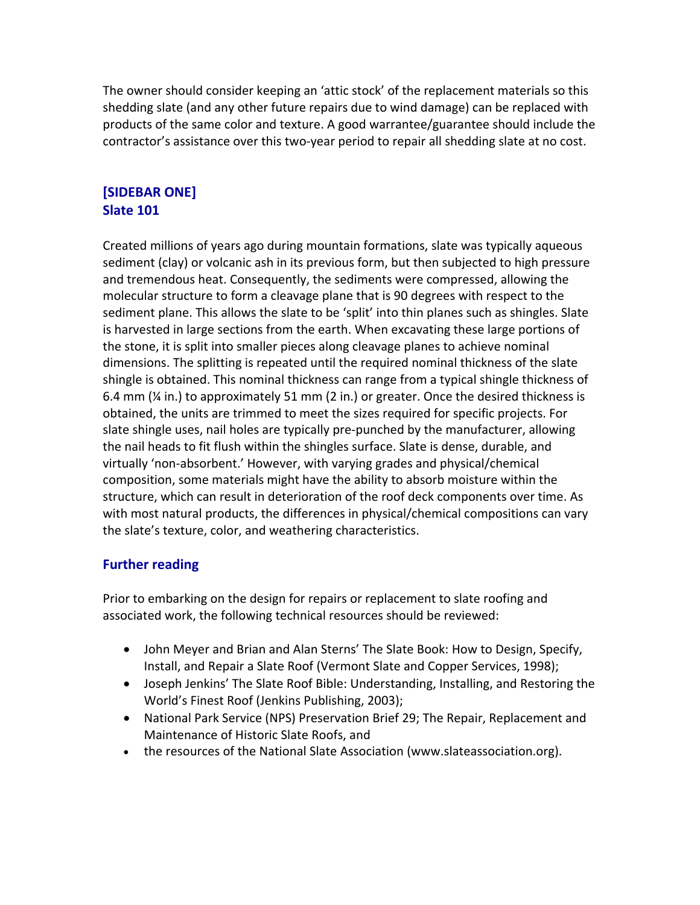The owner should consider keeping an 'attic stock' of the replacement materials so this shedding slate (and any other future repairs due to wind damage) can be replaced with products of the same color and texture. A good warrantee/guarantee should include the contractor's assistance over this two-year period to repair all shedding slate at no cost.

## [SIDEBAR ONE]
## Slate 101

Created millions of years ago during mountain formations, slate was typically aqueous sediment (clay) or volcanic ash in its previous form, but then subjected to high pressure and tremendous heat. Consequently, the sediments were compressed, allowing the molecular structure to form a cleavage plane that is 90 degrees with respect to the sediment plane. This allows the slate to be 'split' into thin planes such as shingles. Slate is harvested in large sections from the earth. When excavating these large portions of the stone, it is split into smaller pieces along cleavage planes to achieve nominal dimensions. The splitting is repeated until the required nominal thickness of the slate shingle is obtained. This nominal thickness can range from a typical shingle thickness of 6.4 mm (¼ in.) to approximately 51 mm (2 in.) or greater. Once the desired thickness is obtained, the units are trimmed to meet the sizes required for specific projects. For slate shingle uses, nail holes are typically pre-punched by the manufacturer, allowing the nail heads to fit flush within the shingles surface. Slate is dense, durable, and virtually 'non-absorbent.' However, with varying grades and physical/chemical composition, some materials might have the ability to absorb moisture within the structure, which can result in deterioration of the roof deck components over time. As with most natural products, the differences in physical/chemical compositions can vary the slate's texture, color, and weathering characteristics.

## Further reading

Prior to embarking on the design for repairs or replacement to slate roofing and associated work, the following technical resources should be reviewed:

- John Meyer and Brian and Alan Sterns' The Slate Book: How to Design, Specify, Install, and Repair a Slate Roof (Vermont Slate and Copper Services, 1998);
- Joseph Jenkins' The Slate Roof Bible: Understanding, Installing, and Restoring the World's Finest Roof (Jenkins Publishing, 2003);
- National Park Service (NPS) Preservation Brief 29; The Repair, Replacement and Maintenance of Historic Slate Roofs, and
- the resources of the National Slate Association (www.slateassociation.org).